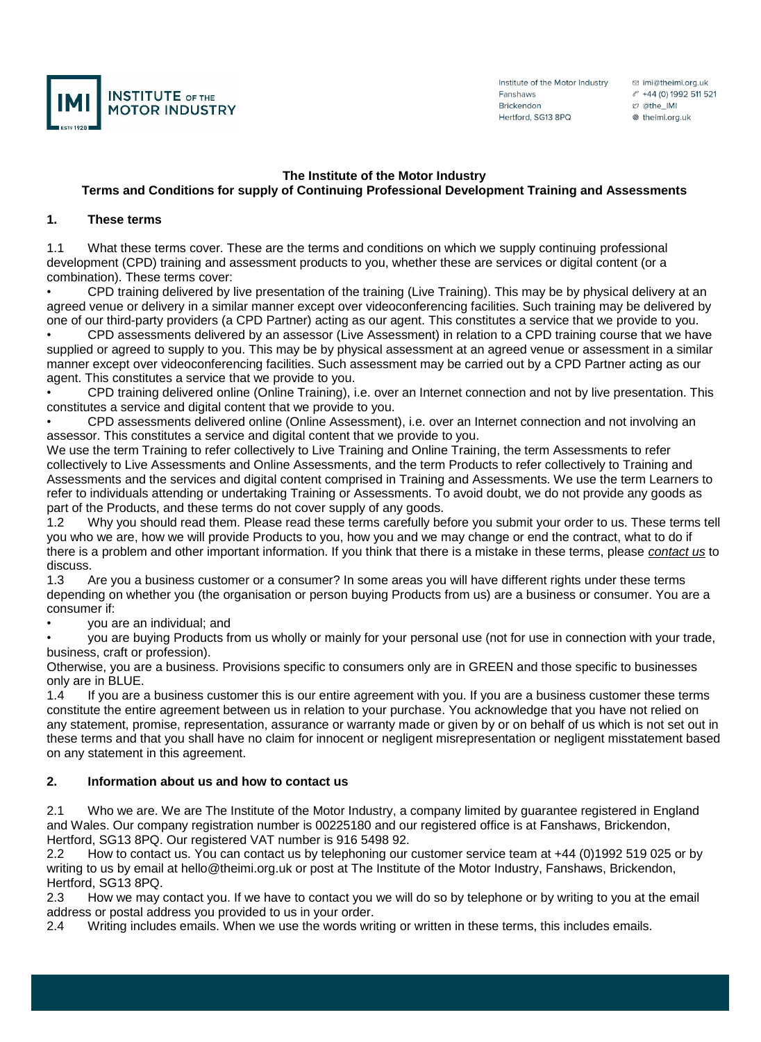Institute of the Motor Industry
Fanshaws
Brickendon
Hertford, SG13 8PQ

imi@theimi.org.uk
+44 (0) 1992 511 521
@the_IMI
theimi.org.uk

**The Institute of the Motor Industry**
**Terms and Conditions for supply of Continuing Professional Development Training and Assessments**

## 1. These terms

1.1 What these terms cover. These are the terms and conditions on which we supply continuing professional development (CPD) training and assessment products to you, whether these are services or digital content (or a combination). These terms cover:

- CPD training delivered by live presentation of the training (Live Training). This may be by physical delivery at an agreed venue or delivery in a similar manner except over videoconferencing facilities. Such training may be delivered by one of our third-party providers (a CPD Partner) acting as our agent. This constitutes a service that we provide to you.
- CPD assessments delivered by an assessor (Live Assessment) in relation to a CPD training course that we have supplied or agreed to supply to you. This may be by physical assessment at an agreed venue or assessment in a similar manner except over videoconferencing facilities. Such assessment may be carried out by a CPD Partner acting as our agent. This constitutes a service that we provide to you.
- CPD training delivered online (Online Training), i.e. over an Internet connection and not by live presentation. This constitutes a service and digital content that we provide to you.
- CPD assessments delivered online (Online Assessment), i.e. over an Internet connection and not involving an assessor. This constitutes a service and digital content that we provide to you.

We use the term Training to refer collectively to Live Training and Online Training, the term Assessments to refer collectively to Live Assessments and Online Assessments, and the term Products to refer collectively to Training and Assessments and the services and digital content comprised in Training and Assessments. We use the term Learners to refer to individuals attending or undertaking Training or Assessments. To avoid doubt, we do not provide any goods as part of the Products, and these terms do not cover supply of any goods.

1.2 Why you should read them. Please read these terms carefully before you submit your order to us. These terms tell you who we are, how we will provide Products to you, how you and we may change or end the contract, what to do if there is a problem and other important information. If you think that there is a mistake in these terms, please *contact us* to discuss.

1.3 Are you a business customer or a consumer? In some areas you will have different rights under these terms depending on whether you (the organisation or person buying Products from us) are a business or consumer. You are a consumer if:

- you are an individual; and
- you are buying Products from us wholly or mainly for your personal use (not for use in connection with your trade, business, craft or profession).

Otherwise, you are a business. Provisions specific to consumers only are in GREEN and those specific to businesses only are in BLUE.

1.4 If you are a business customer this is our entire agreement with you. If you are a business customer these terms constitute the entire agreement between us in relation to your purchase. You acknowledge that you have not relied on any statement, promise, representation, assurance or warranty made or given by or on behalf of us which is not set out in these terms and that you shall have no claim for innocent or negligent misrepresentation or negligent misstatement based on any statement in this agreement.

## 2. Information about us and how to contact us

2.1 Who we are. We are The Institute of the Motor Industry, a company limited by guarantee registered in England and Wales. Our company registration number is 00225180 and our registered office is at Fanshaws, Brickendon, Hertford, SG13 8PQ. Our registered VAT number is 916 5498 92.

2.2 How to contact us. You can contact us by telephoning our customer service team at +44 (0)1992 519 025 or by writing to us by email at hello@theimi.org.uk or post at The Institute of the Motor Industry, Fanshaws, Brickendon, Hertford, SG13 8PQ.

2.3 How we may contact you. If we have to contact you we will do so by telephone or by writing to you at the email address or postal address you provided to us in your order.

2.4 Writing includes emails. When we use the words writing or written in these terms, this includes emails.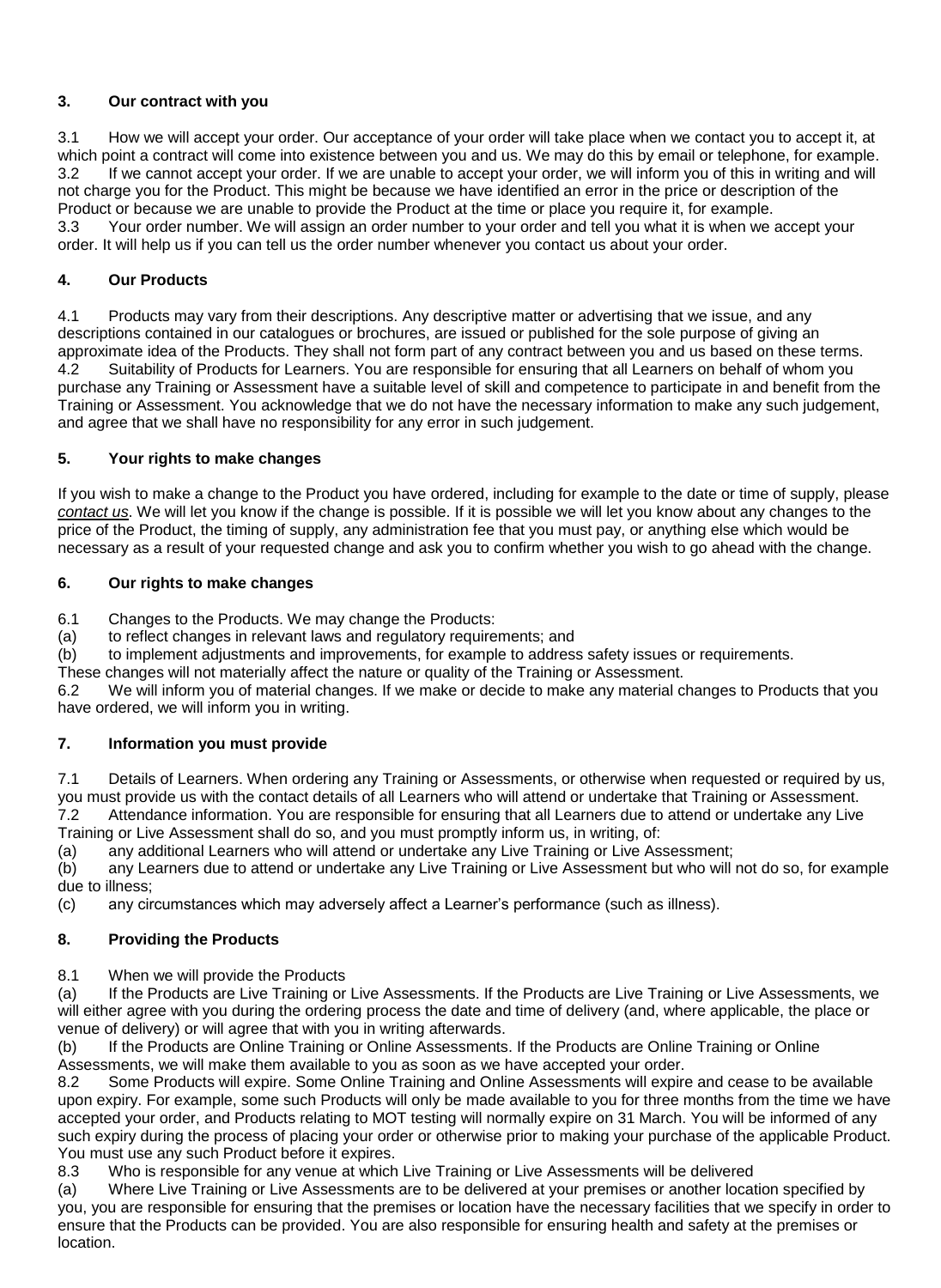## 3. Our contract with you

3.1 How we will accept your order. Our acceptance of your order will take place when we contact you to accept it, at which point a contract will come into existence between you and us. We may do this by email or telephone, for example.

3.2 If we cannot accept your order. If we are unable to accept your order, we will inform you of this in writing and will not charge you for the Product. This might be because we have identified an error in the price or description of the Product or because we are unable to provide the Product at the time or place you require it, for example.

3.3 Your order number. We will assign an order number to your order and tell you what it is when we accept your order. It will help us if you can tell us the order number whenever you contact us about your order.

## 4. Our Products

4.1 Products may vary from their descriptions. Any descriptive matter or advertising that we issue, and any descriptions contained in our catalogues or brochures, are issued or published for the sole purpose of giving an approximate idea of the Products. They shall not form part of any contract between you and us based on these terms.

4.2 Suitability of Products for Learners. You are responsible for ensuring that all Learners on behalf of whom you purchase any Training or Assessment have a suitable level of skill and competence to participate in and benefit from the Training or Assessment. You acknowledge that we do not have the necessary information to make any such judgement, and agree that we shall have no responsibility for any error in such judgement.

## 5. Your rights to make changes

If you wish to make a change to the Product you have ordered, including for example to the date or time of supply, please *contact us*. We will let you know if the change is possible. If it is possible we will let you know about any changes to the price of the Product, the timing of supply, any administration fee that you must pay, or anything else which would be necessary as a result of your requested change and ask you to confirm whether you wish to go ahead with the change.

## 6. Our rights to make changes

6.1 Changes to the Products. We may change the Products:

(a) to reflect changes in relevant laws and regulatory requirements; and

(b) to implement adjustments and improvements, for example to address safety issues or requirements.

These changes will not materially affect the nature or quality of the Training or Assessment.

6.2 We will inform you of material changes. If we make or decide to make any material changes to Products that you have ordered, we will inform you in writing.

## 7. Information you must provide

7.1 Details of Learners. When ordering any Training or Assessments, or otherwise when requested or required by us, you must provide us with the contact details of all Learners who will attend or undertake that Training or Assessment.

7.2 Attendance information. You are responsible for ensuring that all Learners due to attend or undertake any Live Training or Live Assessment shall do so, and you must promptly inform us, in writing, of:

(a) any additional Learners who will attend or undertake any Live Training or Live Assessment;

(b) any Learners due to attend or undertake any Live Training or Live Assessment but who will not do so, for example due to illness;

(c) any circumstances which may adversely affect a Learner's performance (such as illness).

## 8. Providing the Products

8.1 When we will provide the Products

(a) If the Products are Live Training or Live Assessments. If the Products are Live Training or Live Assessments, we will either agree with you during the ordering process the date and time of delivery (and, where applicable, the place or venue of delivery) or will agree that with you in writing afterwards.

(b) If the Products are Online Training or Online Assessments. If the Products are Online Training or Online Assessments, we will make them available to you as soon as we have accepted your order.

8.2 Some Products will expire. Some Online Training and Online Assessments will expire and cease to be available upon expiry. For example, some such Products will only be made available to you for three months from the time we have accepted your order, and Products relating to MOT testing will normally expire on 31 March. You will be informed of any such expiry during the process of placing your order or otherwise prior to making your purchase of the applicable Product. You must use any such Product before it expires.

8.3 Who is responsible for any venue at which Live Training or Live Assessments will be delivered

(a) Where Live Training or Live Assessments are to be delivered at your premises or another location specified by you, you are responsible for ensuring that the premises or location have the necessary facilities that we specify in order to ensure that the Products can be provided. You are also responsible for ensuring health and safety at the premises or location.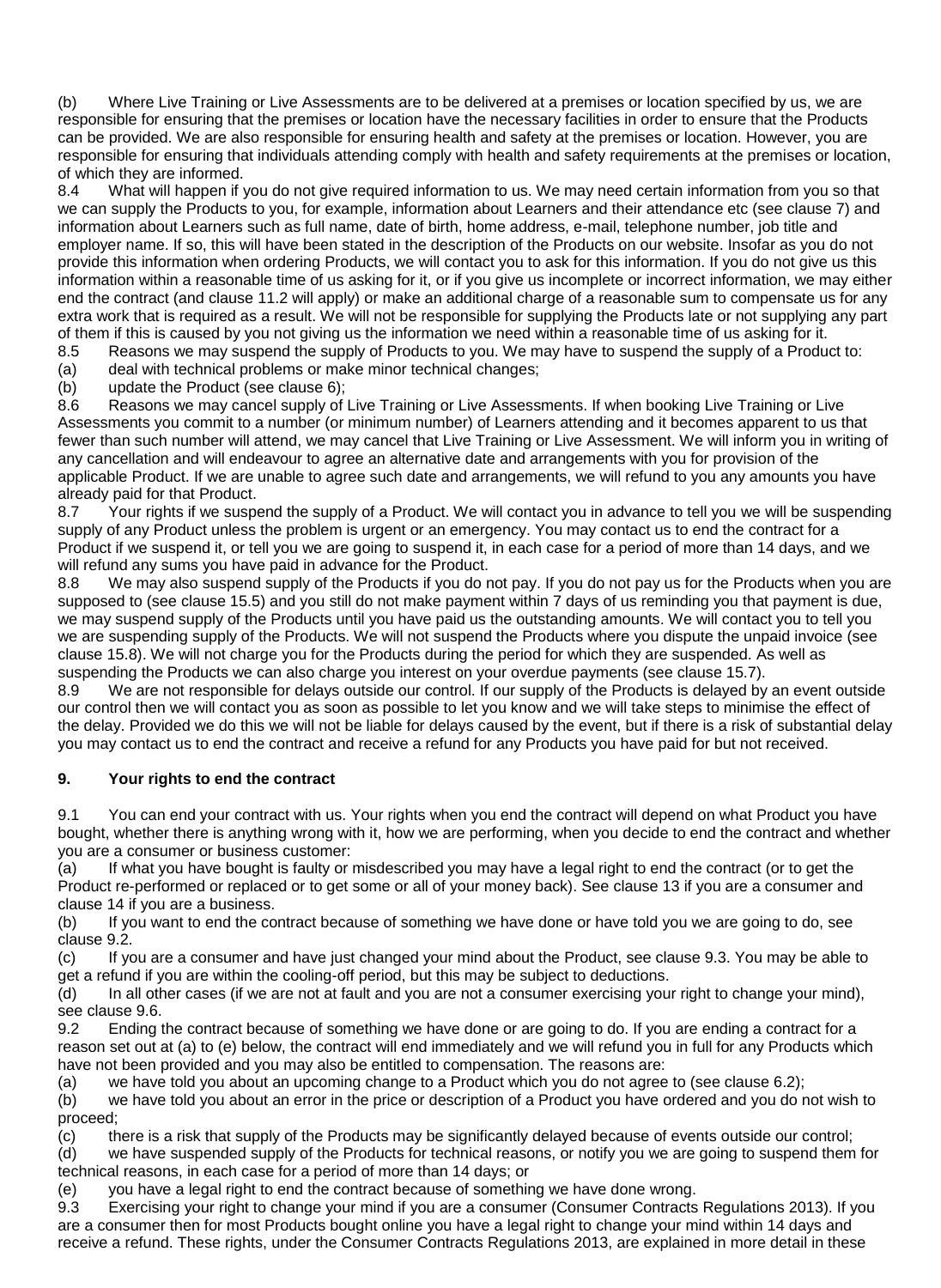(b) Where Live Training or Live Assessments are to be delivered at a premises or location specified by us, we are responsible for ensuring that the premises or location have the necessary facilities in order to ensure that the Products can be provided. We are also responsible for ensuring health and safety at the premises or location. However, you are responsible for ensuring that individuals attending comply with health and safety requirements at the premises or location, of which they are informed.

8.4 What will happen if you do not give required information to us. We may need certain information from you so that we can supply the Products to you, for example, information about Learners and their attendance etc (see clause 7) and information about Learners such as full name, date of birth, home address, e-mail, telephone number, job title and employer name. If so, this will have been stated in the description of the Products on our website. Insofar as you do not provide this information when ordering Products, we will contact you to ask for this information. If you do not give us this information within a reasonable time of us asking for it, or if you give us incomplete or incorrect information, we may either end the contract (and clause 11.2 will apply) or make an additional charge of a reasonable sum to compensate us for any extra work that is required as a result. We will not be responsible for supplying the Products late or not supplying any part of them if this is caused by you not giving us the information we need within a reasonable time of us asking for it.

8.5 Reasons we may suspend the supply of Products to you. We may have to suspend the supply of a Product to:

(a) deal with technical problems or make minor technical changes;

(b) update the Product (see clause 6);

8.6 Reasons we may cancel supply of Live Training or Live Assessments. If when booking Live Training or Live Assessments you commit to a number (or minimum number) of Learners attending and it becomes apparent to us that fewer than such number will attend, we may cancel that Live Training or Live Assessment. We will inform you in writing of any cancellation and will endeavour to agree an alternative date and arrangements with you for provision of the applicable Product. If we are unable to agree such date and arrangements, we will refund to you any amounts you have already paid for that Product.

8.7 Your rights if we suspend the supply of a Product. We will contact you in advance to tell you we will be suspending supply of any Product unless the problem is urgent or an emergency. You may contact us to end the contract for a Product if we suspend it, or tell you we are going to suspend it, in each case for a period of more than 14 days, and we will refund any sums you have paid in advance for the Product.

8.8 We may also suspend supply of the Products if you do not pay. If you do not pay us for the Products when you are supposed to (see clause 15.5) and you still do not make payment within 7 days of us reminding you that payment is due, we may suspend supply of the Products until you have paid us the outstanding amounts. We will contact you to tell you we are suspending supply of the Products. We will not suspend the Products where you dispute the unpaid invoice (see clause 15.8). We will not charge you for the Products during the period for which they are suspended. As well as suspending the Products we can also charge you interest on your overdue payments (see clause 15.7).

8.9 We are not responsible for delays outside our control. If our supply of the Products is delayed by an event outside our control then we will contact you as soon as possible to let you know and we will take steps to minimise the effect of the delay. Provided we do this we will not be liable for delays caused by the event, but if there is a risk of substantial delay you may contact us to end the contract and receive a refund for any Products you have paid for but not received.

## 9. Your rights to end the contract

9.1 You can end your contract with us. Your rights when you end the contract will depend on what Product you have bought, whether there is anything wrong with it, how we are performing, when you decide to end the contract and whether you are a consumer or business customer:

(a) If what you have bought is faulty or misdescribed you may have a legal right to end the contract (or to get the Product re-performed or replaced or to get some or all of your money back). See clause 13 if you are a consumer and clause 14 if you are a business.

(b) If you want to end the contract because of something we have done or have told you we are going to do, see clause 9.2.

(c) If you are a consumer and have just changed your mind about the Product, see clause 9.3. You may be able to get a refund if you are within the cooling-off period, but this may be subject to deductions.

(d) In all other cases (if we are not at fault and you are not a consumer exercising your right to change your mind), see clause 9.6.

9.2 Ending the contract because of something we have done or are going to do. If you are ending a contract for a reason set out at (a) to (e) below, the contract will end immediately and we will refund you in full for any Products which have not been provided and you may also be entitled to compensation. The reasons are:

(a) we have told you about an upcoming change to a Product which you do not agree to (see clause 6.2);

(b) we have told you about an error in the price or description of a Product you have ordered and you do not wish to proceed;

(c) there is a risk that supply of the Products may be significantly delayed because of events outside our control;

(d) we have suspended supply of the Products for technical reasons, or notify you we are going to suspend them for technical reasons, in each case for a period of more than 14 days; or

(e) you have a legal right to end the contract because of something we have done wrong.

9.3 Exercising your right to change your mind if you are a consumer (Consumer Contracts Regulations 2013). If you are a consumer then for most Products bought online you have a legal right to change your mind within 14 days and receive a refund. These rights, under the Consumer Contracts Regulations 2013, are explained in more detail in these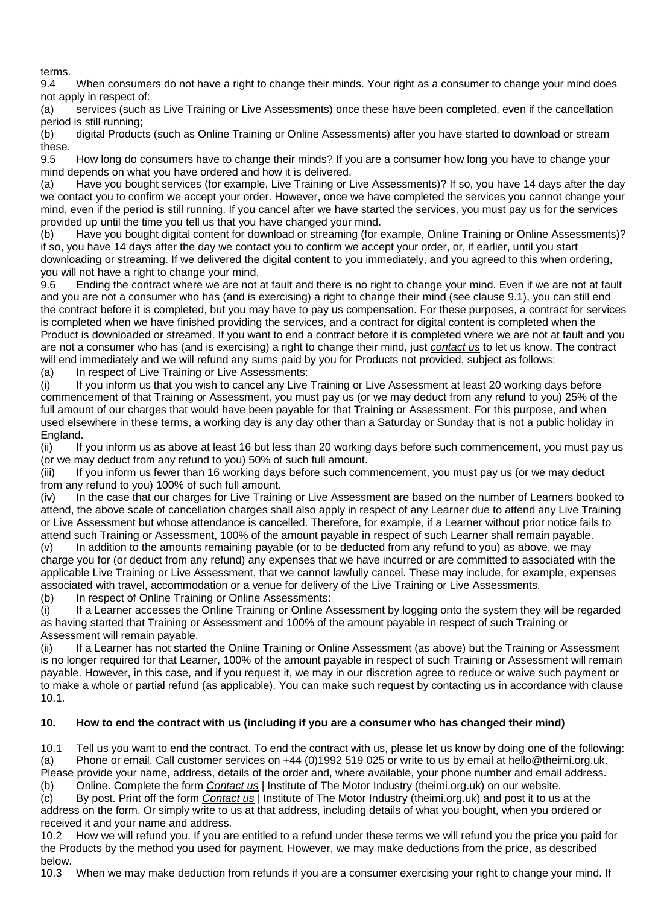terms.

9.4 When consumers do not have a right to change their minds. Your right as a consumer to change your mind does not apply in respect of:

(a) services (such as Live Training or Live Assessments) once these have been completed, even if the cancellation period is still running;

(b) digital Products (such as Online Training or Online Assessments) after you have started to download or stream these.

9.5 How long do consumers have to change their minds? If you are a consumer how long you have to change your mind depends on what you have ordered and how it is delivered.

(a) Have you bought services (for example, Live Training or Live Assessments)? If so, you have 14 days after the day we contact you to confirm we accept your order. However, once we have completed the services you cannot change your mind, even if the period is still running. If you cancel after we have started the services, you must pay us for the services provided up until the time you tell us that you have changed your mind.

(b) Have you bought digital content for download or streaming (for example, Online Training or Online Assessments)? if so, you have 14 days after the day we contact you to confirm we accept your order, or, if earlier, until you start downloading or streaming. If we delivered the digital content to you immediately, and you agreed to this when ordering, you will not have a right to change your mind.

9.6 Ending the contract where we are not at fault and there is no right to change your mind. Even if we are not at fault and you are not a consumer who has (and is exercising) a right to change their mind (see clause 9.1), you can still end the contract before it is completed, but you may have to pay us compensation. For these purposes, a contract for services is completed when we have finished providing the services, and a contract for digital content is completed when the Product is downloaded or streamed. If you want to end a contract before it is completed where we are not at fault and you are not a consumer who has (and is exercising) a right to change their mind, just *contact us* to let us know. The contract will end immediately and we will refund any sums paid by you for Products not provided, subject as follows:

(a) In respect of Live Training or Live Assessments:

(i) If you inform us that you wish to cancel any Live Training or Live Assessment at least 20 working days before commencement of that Training or Assessment, you must pay us (or we may deduct from any refund to you) 25% of the full amount of our charges that would have been payable for that Training or Assessment. For this purpose, and when used elsewhere in these terms, a working day is any day other than a Saturday or Sunday that is not a public holiday in England.

(ii) If you inform us as above at least 16 but less than 20 working days before such commencement, you must pay us (or we may deduct from any refund to you) 50% of such full amount.

(iii) If you inform us fewer than 16 working days before such commencement, you must pay us (or we may deduct from any refund to you) 100% of such full amount.

(iv) In the case that our charges for Live Training or Live Assessment are based on the number of Learners booked to attend, the above scale of cancellation charges shall also apply in respect of any Learner due to attend any Live Training or Live Assessment but whose attendance is cancelled. Therefore, for example, if a Learner without prior notice fails to attend such Training or Assessment, 100% of the amount payable in respect of such Learner shall remain payable.

(v) In addition to the amounts remaining payable (or to be deducted from any refund to you) as above, we may charge you for (or deduct from any refund) any expenses that we have incurred or are committed to associated with the applicable Live Training or Live Assessment, that we cannot lawfully cancel. These may include, for example, expenses associated with travel, accommodation or a venue for delivery of the Live Training or Live Assessments.

(b) In respect of Online Training or Online Assessments:

(i) If a Learner accesses the Online Training or Online Assessment by logging onto the system they will be regarded as having started that Training or Assessment and 100% of the amount payable in respect of such Training or Assessment will remain payable.

(ii) If a Learner has not started the Online Training or Online Assessment (as above) but the Training or Assessment is no longer required for that Learner, 100% of the amount payable in respect of such Training or Assessment will remain payable. However, in this case, and if you request it, we may in our discretion agree to reduce or waive such payment or to make a whole or partial refund (as applicable). You can make such request by contacting us in accordance with clause 10.1.

## 10. How to end the contract with us (including if you are a consumer who has changed their mind)

10.1 Tell us you want to end the contract. To end the contract with us, please let us know by doing one of the following:

(a) Phone or email. Call customer services on +44 (0)1992 519 025 or write to us by email at hello@theimi.org.uk. Please provide your name, address, details of the order and, where available, your phone number and email address.

(b) Online. Complete the form *Contact us* | Institute of The Motor Industry (theimi.org.uk) on our website.

(c) By post. Print off the form *Contact us* | Institute of The Motor Industry (theimi.org.uk) and post it to us at the address on the form. Or simply write to us at that address, including details of what you bought, when you ordered or received it and your name and address.

10.2 How we will refund you. If you are entitled to a refund under these terms we will refund you the price you paid for the Products by the method you used for payment. However, we may make deductions from the price, as described below.

10.3 When we may make deduction from refunds if you are a consumer exercising your right to change your mind. If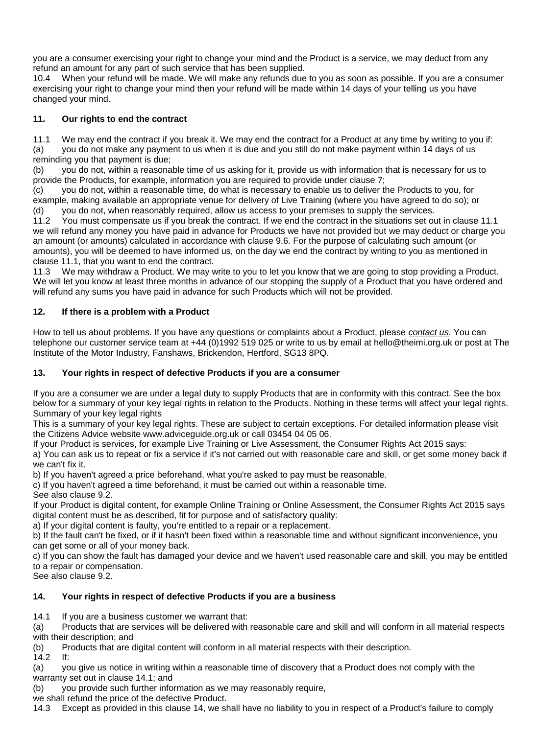you are a consumer exercising your right to change your mind and the Product is a service, we may deduct from any refund an amount for any part of such service that has been supplied.

10.4 When your refund will be made. We will make any refunds due to you as soon as possible. If you are a consumer exercising your right to change your mind then your refund will be made within 14 days of your telling us you have changed your mind.

## 11. Our rights to end the contract

11.1 We may end the contract if you break it. We may end the contract for a Product at any time by writing to you if:

(a) you do not make any payment to us when it is due and you still do not make payment within 14 days of us reminding you that payment is due;

(b) you do not, within a reasonable time of us asking for it, provide us with information that is necessary for us to provide the Products, for example, information you are required to provide under clause 7;

(c) you do not, within a reasonable time, do what is necessary to enable us to deliver the Products to you, for example, making available an appropriate venue for delivery of Live Training (where you have agreed to do so); or

(d) you do not, when reasonably required, allow us access to your premises to supply the services.

11.2 You must compensate us if you break the contract. If we end the contract in the situations set out in clause 11.1 we will refund any money you have paid in advance for Products we have not provided but we may deduct or charge you an amount (or amounts) calculated in accordance with clause 9.6. For the purpose of calculating such amount (or amounts), you will be deemed to have informed us, on the day we end the contract by writing to you as mentioned in clause 11.1, that you want to end the contract.

11.3 We may withdraw a Product. We may write to you to let you know that we are going to stop providing a Product. We will let you know at least three months in advance of our stopping the supply of a Product that you have ordered and will refund any sums you have paid in advance for such Products which will not be provided.

## 12. If there is a problem with a Product

How to tell us about problems. If you have any questions or complaints about a Product, please *contact us*. You can telephone our customer service team at +44 (0)1992 519 025 or write to us by email at hello@theimi.org.uk or post at The Institute of the Motor Industry, Fanshaws, Brickendon, Hertford, SG13 8PQ.

## 13. Your rights in respect of defective Products if you are a consumer

If you are a consumer we are under a legal duty to supply Products that are in conformity with this contract. See the box below for a summary of your key legal rights in relation to the Products. Nothing in these terms will affect your legal rights.

Summary of your key legal rights

This is a summary of your key legal rights. These are subject to certain exceptions. For detailed information please visit the Citizens Advice website www.adviceguide.org.uk or call 03454 04 05 06.

If your Product is services, for example Live Training or Live Assessment, the Consumer Rights Act 2015 says:

a) You can ask us to repeat or fix a service if it's not carried out with reasonable care and skill, or get some money back if we can't fix it.

b) If you haven't agreed a price beforehand, what you're asked to pay must be reasonable.

c) If you haven't agreed a time beforehand, it must be carried out within a reasonable time.

See also clause 9.2.

If your Product is digital content, for example Online Training or Online Assessment, the Consumer Rights Act 2015 says digital content must be as described, fit for purpose and of satisfactory quality:

a) If your digital content is faulty, you're entitled to a repair or a replacement.

b) If the fault can't be fixed, or if it hasn't been fixed within a reasonable time and without significant inconvenience, you can get some or all of your money back.

c) If you can show the fault has damaged your device and we haven't used reasonable care and skill, you may be entitled to a repair or compensation.

See also clause 9.2.

## 14. Your rights in respect of defective Products if you are a business

14.1 If you are a business customer we warrant that:

(a) Products that are services will be delivered with reasonable care and skill and will conform in all material respects with their description; and

(b) Products that are digital content will conform in all material respects with their description.

14.2 If:

(a) you give us notice in writing within a reasonable time of discovery that a Product does not comply with the warranty set out in clause 14.1; and

(b) you provide such further information as we may reasonably require,

we shall refund the price of the defective Product.

14.3 Except as provided in this clause 14, we shall have no liability to you in respect of a Product's failure to comply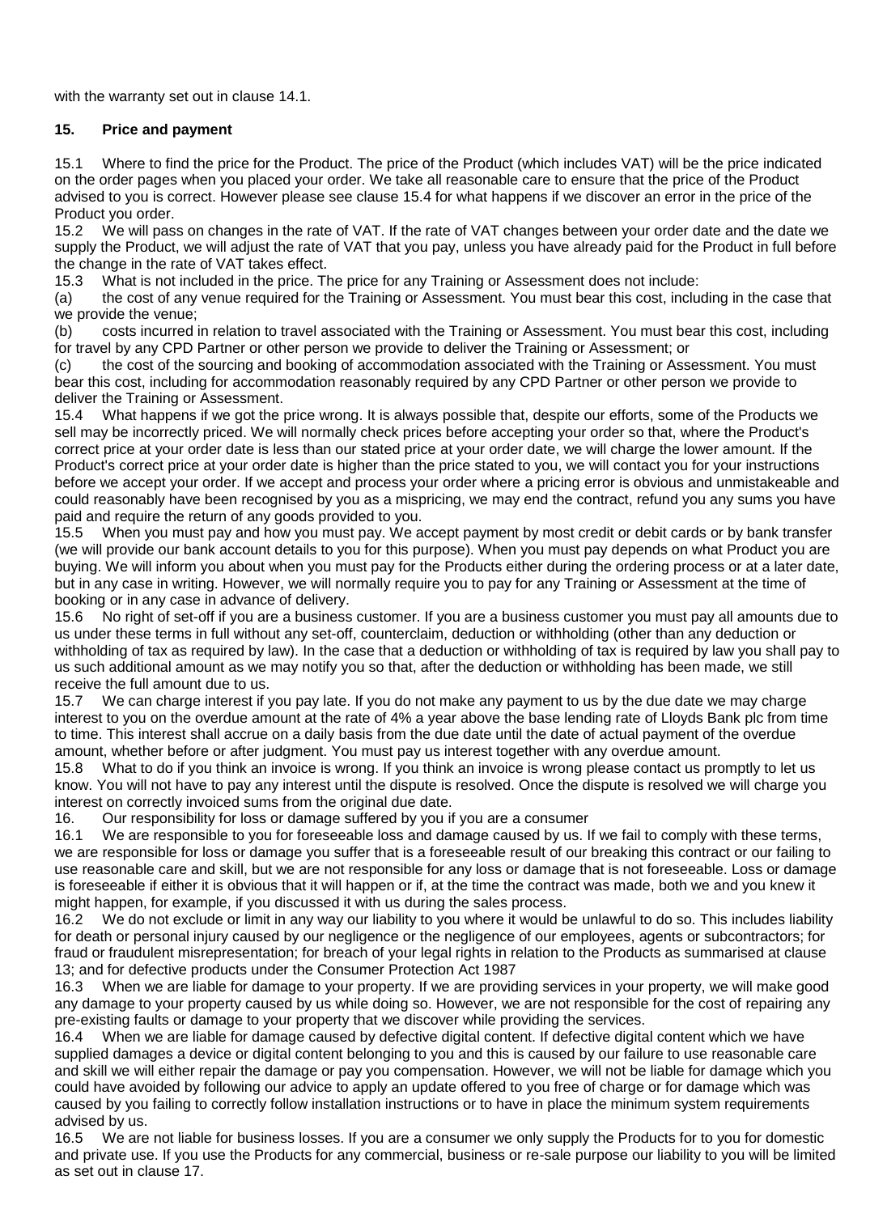with the warranty set out in clause 14.1.

## 15. Price and payment

15.1 Where to find the price for the Product. The price of the Product (which includes VAT) will be the price indicated on the order pages when you placed your order. We take all reasonable care to ensure that the price of the Product advised to you is correct. However please see clause 15.4 for what happens if we discover an error in the price of the Product you order.

15.2 We will pass on changes in the rate of VAT. If the rate of VAT changes between your order date and the date we supply the Product, we will adjust the rate of VAT that you pay, unless you have already paid for the Product in full before the change in the rate of VAT takes effect.

15.3 What is not included in the price. The price for any Training or Assessment does not include:

(a) the cost of any venue required for the Training or Assessment. You must bear this cost, including in the case that we provide the venue;

(b) costs incurred in relation to travel associated with the Training or Assessment. You must bear this cost, including for travel by any CPD Partner or other person we provide to deliver the Training or Assessment; or

(c) the cost of the sourcing and booking of accommodation associated with the Training or Assessment. You must bear this cost, including for accommodation reasonably required by any CPD Partner or other person we provide to deliver the Training or Assessment.

15.4 What happens if we got the price wrong. It is always possible that, despite our efforts, some of the Products we sell may be incorrectly priced. We will normally check prices before accepting your order so that, where the Product's correct price at your order date is less than our stated price at your order date, we will charge the lower amount. If the Product's correct price at your order date is higher than the price stated to you, we will contact you for your instructions before we accept your order. If we accept and process your order where a pricing error is obvious and unmistakeable and could reasonably have been recognised by you as a mispricing, we may end the contract, refund you any sums you have paid and require the return of any goods provided to you.

15.5 When you must pay and how you must pay. We accept payment by most credit or debit cards or by bank transfer (we will provide our bank account details to you for this purpose). When you must pay depends on what Product you are buying. We will inform you about when you must pay for the Products either during the ordering process or at a later date, but in any case in writing. However, we will normally require you to pay for any Training or Assessment at the time of booking or in any case in advance of delivery.

15.6 No right of set-off if you are a business customer. If you are a business customer you must pay all amounts due to us under these terms in full without any set-off, counterclaim, deduction or withholding (other than any deduction or withholding of tax as required by law). In the case that a deduction or withholding of tax is required by law you shall pay to us such additional amount as we may notify you so that, after the deduction or withholding has been made, we still receive the full amount due to us.

15.7 We can charge interest if you pay late. If you do not make any payment to us by the due date we may charge interest to you on the overdue amount at the rate of 4% a year above the base lending rate of Lloyds Bank plc from time to time. This interest shall accrue on a daily basis from the due date until the date of actual payment of the overdue amount, whether before or after judgment. You must pay us interest together with any overdue amount.

15.8 What to do if you think an invoice is wrong. If you think an invoice is wrong please contact us promptly to let us know. You will not have to pay any interest until the dispute is resolved. Once the dispute is resolved we will charge you interest on correctly invoiced sums from the original due date.

16. Our responsibility for loss or damage suffered by you if you are a consumer

16.1 We are responsible to you for foreseeable loss and damage caused by us. If we fail to comply with these terms, we are responsible for loss or damage you suffer that is a foreseeable result of our breaking this contract or our failing to use reasonable care and skill, but we are not responsible for any loss or damage that is not foreseeable. Loss or damage is foreseeable if either it is obvious that it will happen or if, at the time the contract was made, both we and you knew it might happen, for example, if you discussed it with us during the sales process.

16.2 We do not exclude or limit in any way our liability to you where it would be unlawful to do so. This includes liability for death or personal injury caused by our negligence or the negligence of our employees, agents or subcontractors; for fraud or fraudulent misrepresentation; for breach of your legal rights in relation to the Products as summarised at clause 13; and for defective products under the Consumer Protection Act 1987

16.3 When we are liable for damage to your property. If we are providing services in your property, we will make good any damage to your property caused by us while doing so. However, we are not responsible for the cost of repairing any pre-existing faults or damage to your property that we discover while providing the services.

16.4 When we are liable for damage caused by defective digital content. If defective digital content which we have supplied damages a device or digital content belonging to you and this is caused by our failure to use reasonable care and skill we will either repair the damage or pay you compensation. However, we will not be liable for damage which you could have avoided by following our advice to apply an update offered to you free of charge or for damage which was caused by you failing to correctly follow installation instructions or to have in place the minimum system requirements advised by us.

16.5 We are not liable for business losses. If you are a consumer we only supply the Products for to you for domestic and private use. If you use the Products for any commercial, business or re-sale purpose our liability to you will be limited as set out in clause 17.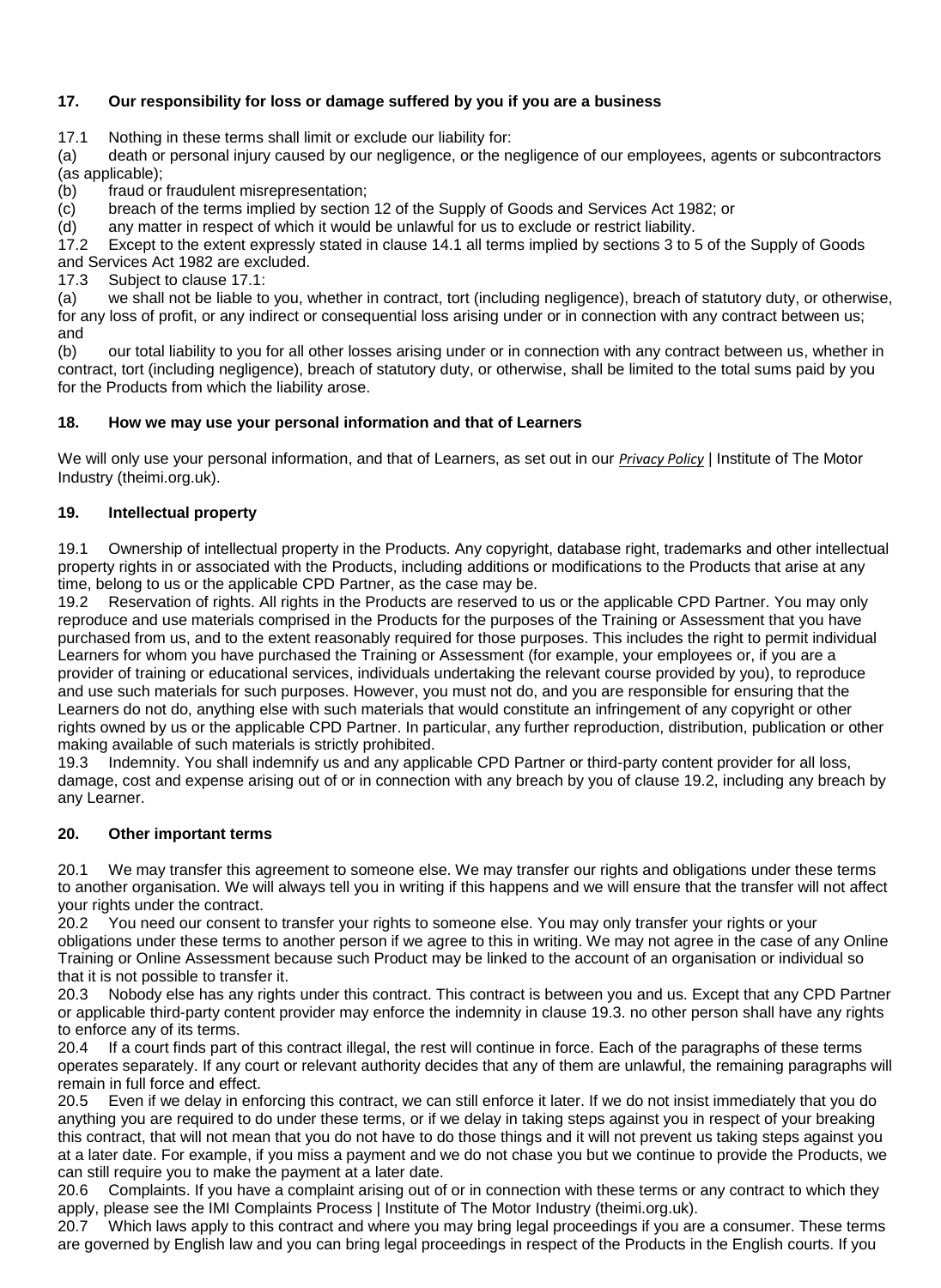## 17. Our responsibility for loss or damage suffered by you if you are a business

17.1 Nothing in these terms shall limit or exclude our liability for:

(a) death or personal injury caused by our negligence, or the negligence of our employees, agents or subcontractors (as applicable);

(b) fraud or fraudulent misrepresentation;

(c) breach of the terms implied by section 12 of the Supply of Goods and Services Act 1982; or

(d) any matter in respect of which it would be unlawful for us to exclude or restrict liability.

17.2 Except to the extent expressly stated in clause 14.1 all terms implied by sections 3 to 5 of the Supply of Goods and Services Act 1982 are excluded.

17.3 Subject to clause 17.1:

(a) we shall not be liable to you, whether in contract, tort (including negligence), breach of statutory duty, or otherwise, for any loss of profit, or any indirect or consequential loss arising under or in connection with any contract between us; and

(b) our total liability to you for all other losses arising under or in connection with any contract between us, whether in contract, tort (including negligence), breach of statutory duty, or otherwise, shall be limited to the total sums paid by you for the Products from which the liability arose.

## 18. How we may use your personal information and that of Learners

We will only use your personal information, and that of Learners, as set out in our *Privacy Policy* | Institute of The Motor Industry (theimi.org.uk).

## 19. Intellectual property

19.1 Ownership of intellectual property in the Products. Any copyright, database right, trademarks and other intellectual property rights in or associated with the Products, including additions or modifications to the Products that arise at any time, belong to us or the applicable CPD Partner, as the case may be.

19.2 Reservation of rights. All rights in the Products are reserved to us or the applicable CPD Partner. You may only reproduce and use materials comprised in the Products for the purposes of the Training or Assessment that you have purchased from us, and to the extent reasonably required for those purposes. This includes the right to permit individual Learners for whom you have purchased the Training or Assessment (for example, your employees or, if you are a provider of training or educational services, individuals undertaking the relevant course provided by you), to reproduce and use such materials for such purposes. However, you must not do, and you are responsible for ensuring that the Learners do not do, anything else with such materials that would constitute an infringement of any copyright or other rights owned by us or the applicable CPD Partner. In particular, any further reproduction, distribution, publication or other making available of such materials is strictly prohibited.

19.3 Indemnity. You shall indemnify us and any applicable CPD Partner or third-party content provider for all loss, damage, cost and expense arising out of or in connection with any breach by you of clause 19.2, including any breach by any Learner.

## 20. Other important terms

20.1 We may transfer this agreement to someone else. We may transfer our rights and obligations under these terms to another organisation. We will always tell you in writing if this happens and we will ensure that the transfer will not affect your rights under the contract.

20.2 You need our consent to transfer your rights to someone else. You may only transfer your rights or your obligations under these terms to another person if we agree to this in writing. We may not agree in the case of any Online Training or Online Assessment because such Product may be linked to the account of an organisation or individual so that it is not possible to transfer it.

20.3 Nobody else has any rights under this contract. This contract is between you and us. Except that any CPD Partner or applicable third-party content provider may enforce the indemnity in clause 19.3. no other person shall have any rights to enforce any of its terms.

20.4 If a court finds part of this contract illegal, the rest will continue in force. Each of the paragraphs of these terms operates separately. If any court or relevant authority decides that any of them are unlawful, the remaining paragraphs will remain in full force and effect.

20.5 Even if we delay in enforcing this contract, we can still enforce it later. If we do not insist immediately that you do anything you are required to do under these terms, or if we delay in taking steps against you in respect of your breaking this contract, that will not mean that you do not have to do those things and it will not prevent us taking steps against you at a later date. For example, if you miss a payment and we do not chase you but we continue to provide the Products, we can still require you to make the payment at a later date.

20.6 Complaints. If you have a complaint arising out of or in connection with these terms or any contract to which they apply, please see the IMI Complaints Process | Institute of The Motor Industry (theimi.org.uk).

20.7 Which laws apply to this contract and where you may bring legal proceedings if you are a consumer. These terms are governed by English law and you can bring legal proceedings in respect of the Products in the English courts. If you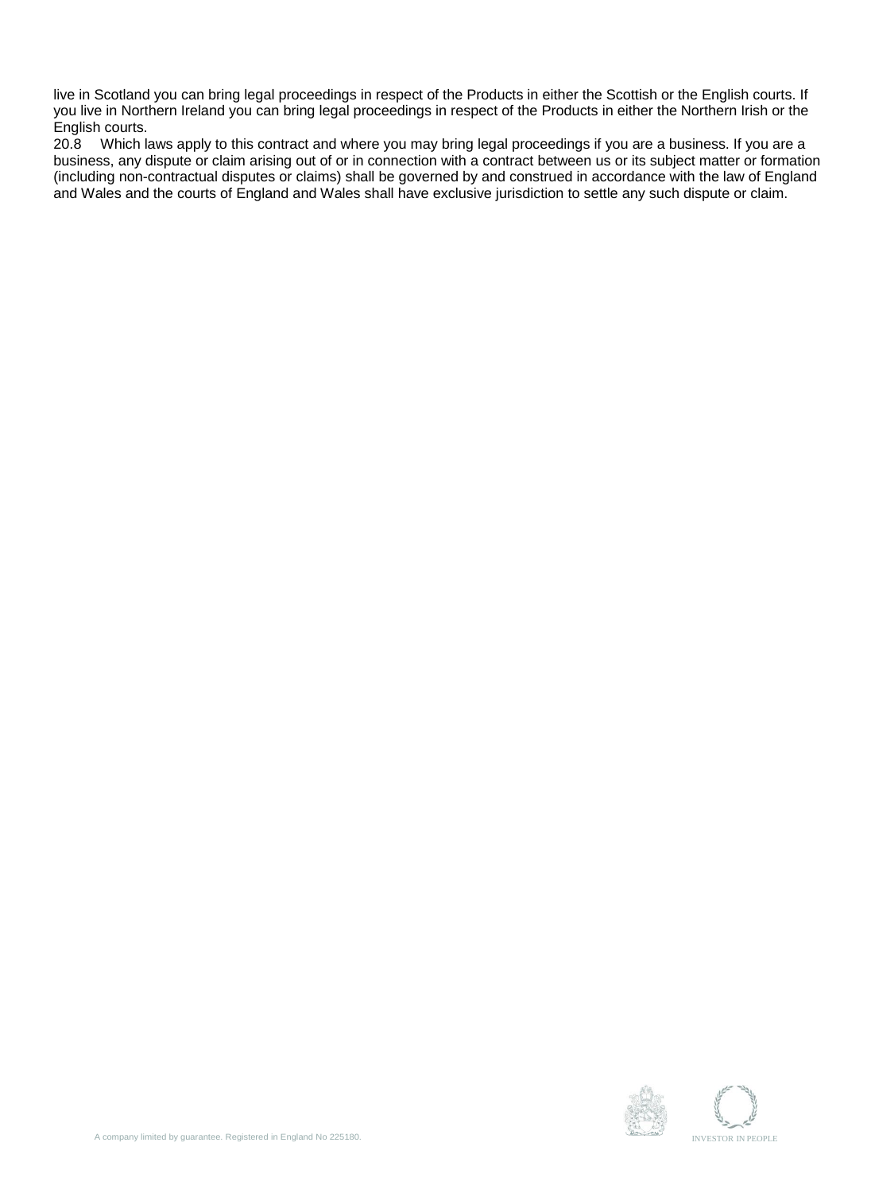live in Scotland you can bring legal proceedings in respect of the Products in either the Scottish or the English courts. If you live in Northern Ireland you can bring legal proceedings in respect of the Products in either the Northern Irish or the English courts.

20.8 Which laws apply to this contract and where you may bring legal proceedings if you are a business. If you are a business, any dispute or claim arising out of or in connection with a contract between us or its subject matter or formation (including non-contractual disputes or claims) shall be governed by and construed in accordance with the law of England and Wales and the courts of England and Wales shall have exclusive jurisdiction to settle any such dispute or claim.